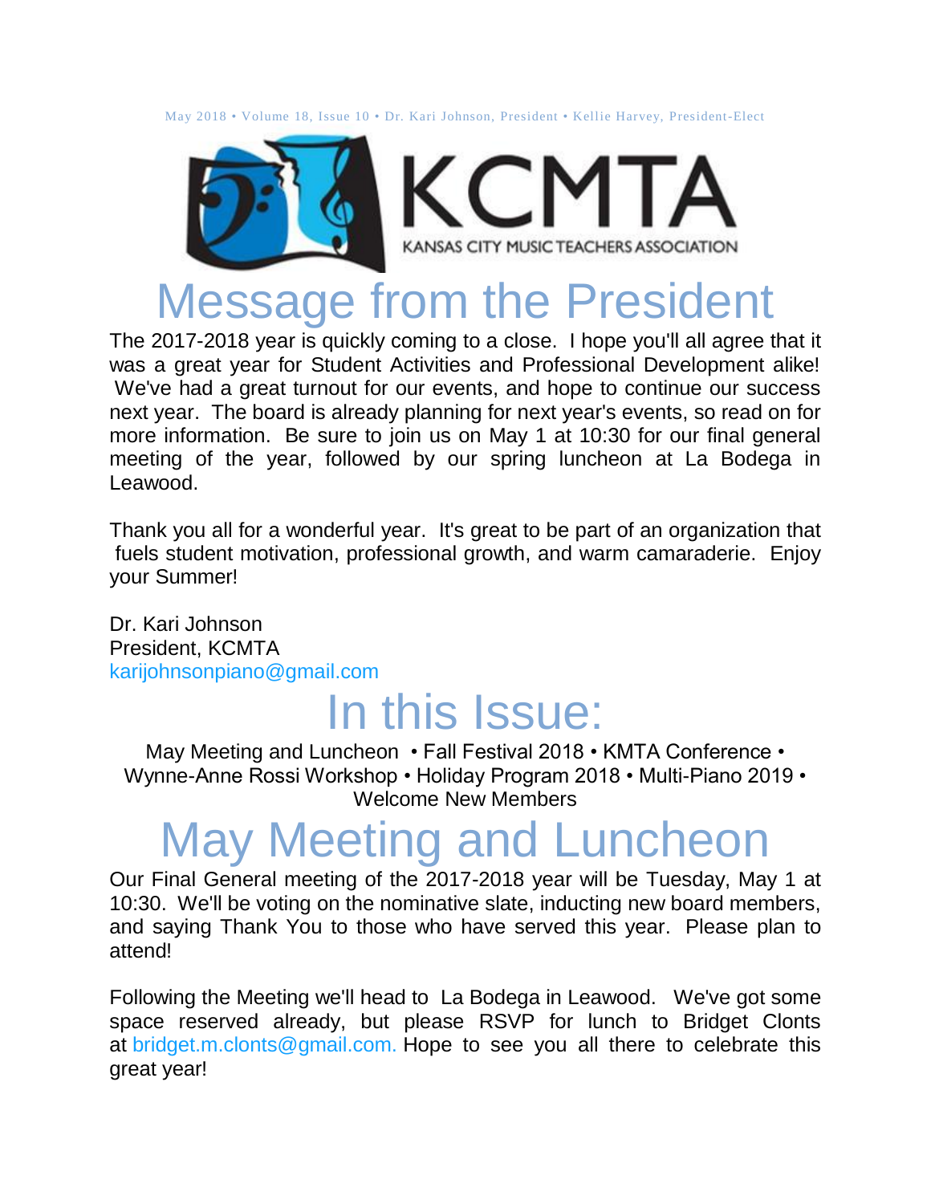May 2018 • Volume 18, Issue 10 • Dr. Kari Johnson, President • Kellie Harvey, President-Elect

KCMTA

KANSAS CITY MUSIC TEACHERS ASSOCIATION

# Message from the President

The 2017-2018 year is quickly coming to a close. I hope you'll all agree that it was a great year for Student Activities and Professional Development alike! We've had a great turnout for our events, and hope to continue our success next year. The board is already planning for next year's events, so read on for more information. Be sure to join us on May 1 at 10:30 for our final general meeting of the year, followed by our spring luncheon at La Bodega in Leawood.

Thank you all for a wonderful year. It's great to be part of an organization that fuels student motivation, professional growth, and warm camaraderie. Enjoy your Summer!

Dr. Kari Johnson
President, KCMTA
karijohnsonpiano@gmail.com

# In this Issue:

May Meeting and Luncheon • Fall Festival 2018 • KMTA Conference • Wynne-Anne Rossi Workshop • Holiday Program 2018 • Multi-Piano 2019 • Welcome New Members

# May Meeting and Luncheon

Our Final General meeting of the 2017-2018 year will be Tuesday, May 1 at 10:30. We'll be voting on the nominative slate, inducting new board members, and saying Thank You to those who have served this year. Please plan to attend!

Following the Meeting we'll head to La Bodega in Leawood. We've got some space reserved already, but please RSVP for lunch to Bridget Clonts at bridget.m.clonts@gmail.com. Hope to see you all there to celebrate this great year!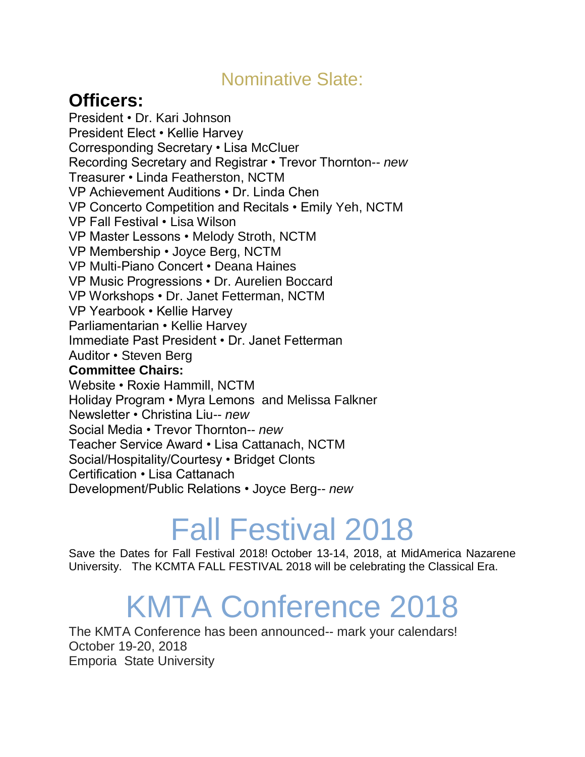## Nominative Slate:

### Officers:

President • Dr. Kari Johnson
President Elect • Kellie Harvey
Corresponding Secretary • Lisa McCluer
Recording Secretary and Registrar • Trevor Thornton-- *new*
Treasurer • Linda Featherston, NCTM
VP Achievement Auditions • Dr. Linda Chen
VP Concerto Competition and Recitals • Emily Yeh, NCTM
VP Fall Festival • Lisa Wilson
VP Master Lessons • Melody Stroth, NCTM
VP Membership • Joyce Berg, NCTM
VP Multi-Piano Concert • Deana Haines
VP Music Progressions • Dr. Aurelien Boccard
VP Workshops • Dr. Janet Fetterman, NCTM
VP Yearbook • Kellie Harvey
Parliamentarian • Kellie Harvey
Immediate Past President • Dr. Janet Fetterman
Auditor • Steven Berg

**Committee Chairs:**

Website • Roxie Hammill, NCTM
Holiday Program • Myra Lemons and Melissa Falkner
Newsletter • Christina Liu-- *new*
Social Media • Trevor Thornton-- *new*
Teacher Service Award • Lisa Cattanach, NCTM
Social/Hospitality/Courtesy • Bridget Clonts
Certification • Lisa Cattanach
Development/Public Relations • Joyce Berg-- *new*

# Fall Festival 2018

Save the Dates for Fall Festival 2018! October 13-14, 2018, at MidAmerica Nazarene University. The KCMTA FALL FESTIVAL 2018 will be celebrating the Classical Era.

# KMTA Conference 2018

The KMTA Conference has been announced-- mark your calendars!
October 19-20, 2018
Emporia State University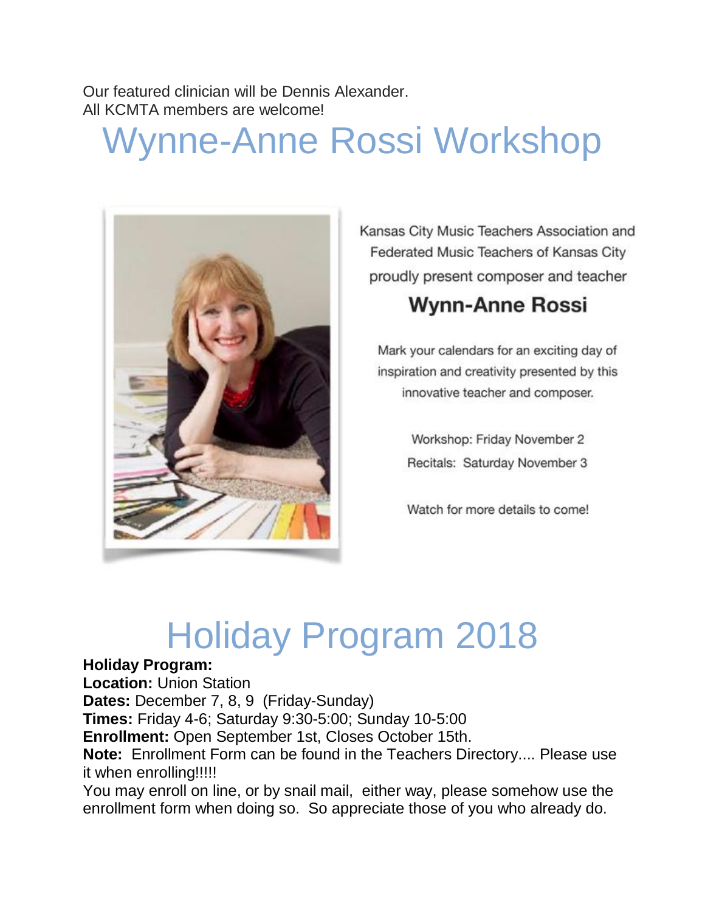Our featured clinician will be Dennis Alexander.
All KCMTA members are welcome!

# Wynne-Anne Rossi Workshop

Kansas City Music Teachers Association and Federated Music Teachers of Kansas City proudly present composer and teacher

**Wynn-Anne Rossi**

Mark your calendars for an exciting day of inspiration and creativity presented by this innovative teacher and composer.

Workshop: Friday November 2
Recitals: Saturday November 3

Watch for more details to come!

# Holiday Program 2018

**Holiday Program:**
**Location:** Union Station
**Dates:** December 7, 8, 9 (Friday-Sunday)
**Times:** Friday 4-6; Saturday 9:30-5:00; Sunday 10-5:00
**Enrollment:** Open September 1st, Closes October 15th.
**Note:** Enrollment Form can be found in the Teachers Directory.... Please use it when enrolling!!!!!
You may enroll on line, or by snail mail, either way, please somehow use the enrollment form when doing so. So appreciate those of you who already do.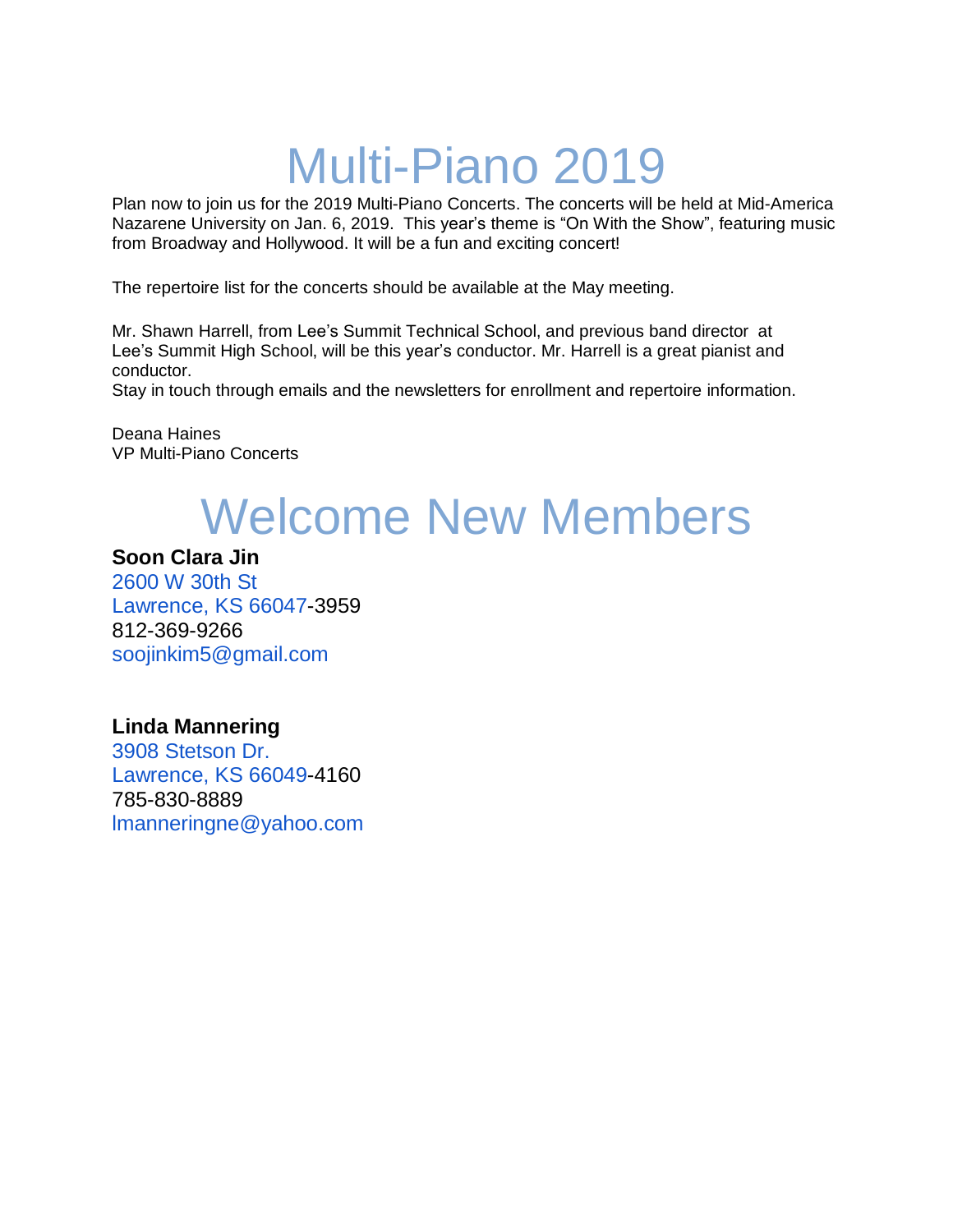# Multi-Piano 2019

Plan now to join us for the 2019 Multi-Piano Concerts. The concerts will be held at Mid-America Nazarene University on Jan. 6, 2019. This year's theme is "On With the Show", featuring music from Broadway and Hollywood. It will be a fun and exciting concert!

The repertoire list for the concerts should be available at the May meeting.

Mr. Shawn Harrell, from Lee's Summit Technical School, and previous band director at Lee's Summit High School, will be this year's conductor. Mr. Harrell is a great pianist and conductor.
Stay in touch through emails and the newsletters for enrollment and repertoire information.

Deana Haines
VP Multi-Piano Concerts

# Welcome New Members

**Soon Clara Jin**
2600 W 30th St
Lawrence, KS 66047-3959
812-369-9266
soojinkim5@gmail.com

**Linda Mannering**
3908 Stetson Dr.
Lawrence, KS 66049-4160
785-830-8889
lmanneringne@yahoo.com